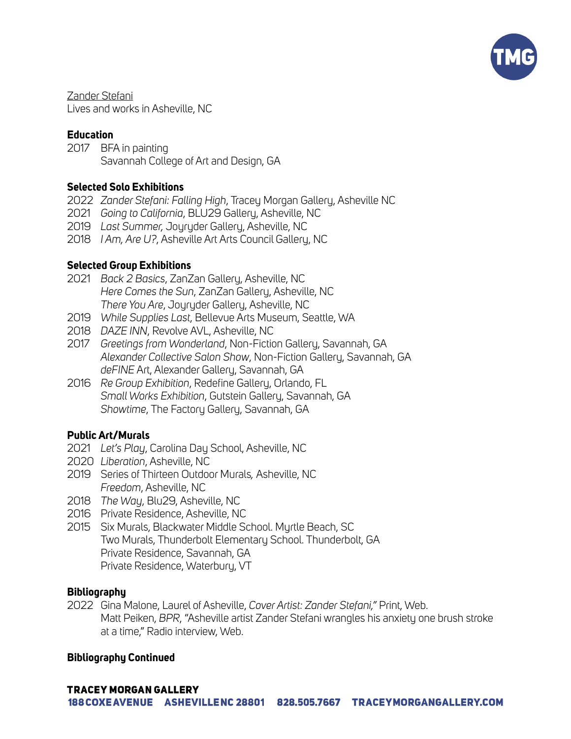Zander Stefani
Lives and works in Asheville, NC

## Education

2017 BFA in painting
Savannah College of Art and Design, GA

## Selected Solo Exhibitions

2022 *Zander Stefani: Falling High*, Tracey Morgan Gallery, Asheville NC
2021 *Going to California*, BLU29 Gallery, Asheville, NC
2019 *Last Summer,* Joyryder Gallery, Asheville, NC
2018 *I Am, Are U?*, Asheville Art Arts Council Gallery, NC

## Selected Group Exhibitions

2021 *Back 2 Basics*, ZanZan Gallery, Asheville, NC
*Here Comes the Sun*, ZanZan Gallery, Asheville, NC
*There You Are*, Joyryder Gallery, Asheville, NC
2019 *While Supplies Last*, Bellevue Arts Museum, Seattle, WA
2018 *DAZE INN*, Revolve AVL, Asheville, NC
2017 *Greetings from Wonderland*, Non-Fiction Gallery, Savannah, GA
*Alexander Collective Salon Show*, Non-Fiction Gallery, Savannah, GA
*deFINE* Art, Alexander Gallery, Savannah, GA
2016 *Re Group Exhibition*, Redefine Gallery, Orlando, FL
*Small Works Exhibition*, Gutstein Gallery, Savannah, GA
*Showtime*, The Factory Gallery, Savannah, GA

## Public Art/Murals

2021 *Let's Play*, Carolina Day School, Asheville, NC
2020 *Liberation*, Asheville, NC
2019 Series of Thirteen Outdoor Murals*,* Asheville, NC
*Freedom*, Asheville, NC
2018 *The Way*, Blu29, Asheville, NC
2016 Private Residence, Asheville, NC
2015 Six Murals, Blackwater Middle School. Myrtle Beach, SC
Two Murals, Thunderbolt Elementary School. Thunderbolt, GA
Private Residence, Savannah, GA
Private Residence, Waterbury, VT

## Bibliography

2022 Gina Malone, Laurel of Asheville, *Cover Artist: Zander Stefani,"* Print, Web.
Matt Peiken, *BPR*, "Asheville artist Zander Stefani wrangles his anxiety one brush stroke at a time," Radio interview, Web.

## Bibliography Continued

**TRACEY MORGAN GALLERY**
**188 COXE AVENUE ASHEVILLE NC 28801 828.505.7667 TRACEYMORGANGALLERY.COM**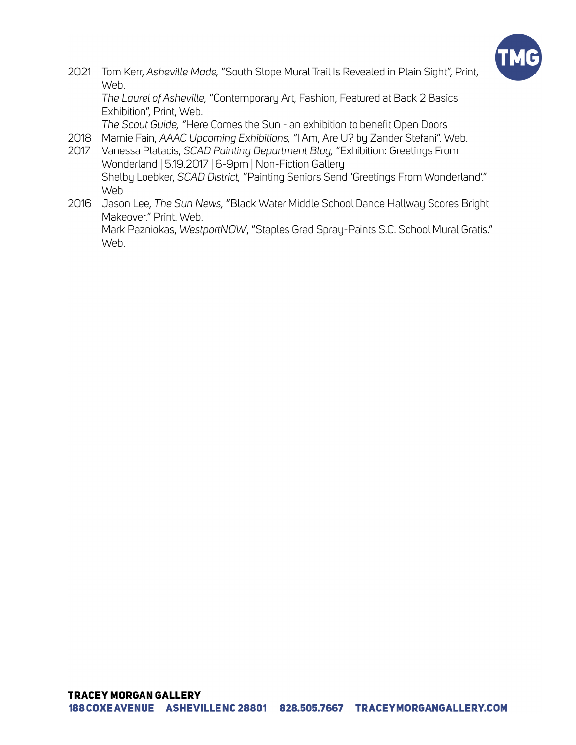2021 Tom Kerr, *Asheville Made,* "South Slope Mural Trail Is Revealed in Plain Sight", Print, Web.
*The Laurel of Asheville,* "Contemporary Art, Fashion, Featured at Back 2 Basics Exhibition", Print, Web.
*The Scout Guide,* "Here Comes the Sun - an exhibition to benefit Open Doors

2018 Mamie Fain, *AAAC Upcoming Exhibitions,* "I Am, Are U? by Zander Stefani". Web.

2017 Vanessa Platacis, *SCAD Painting Department Blog,* "Exhibition: Greetings From Wonderland | 5.19.2017 | 6-9pm | Non-Fiction Gallery
Shelby Loebker, *SCAD District,* "Painting Seniors Send 'Greetings From Wonderland'." Web

2016 Jason Lee, *The Sun News,* "Black Water Middle School Dance Hallway Scores Bright Makeover." Print. Web.
Mark Pazniokas, *WestportNOW*, "Staples Grad Spray-Paints S.C. School Mural Gratis." Web.